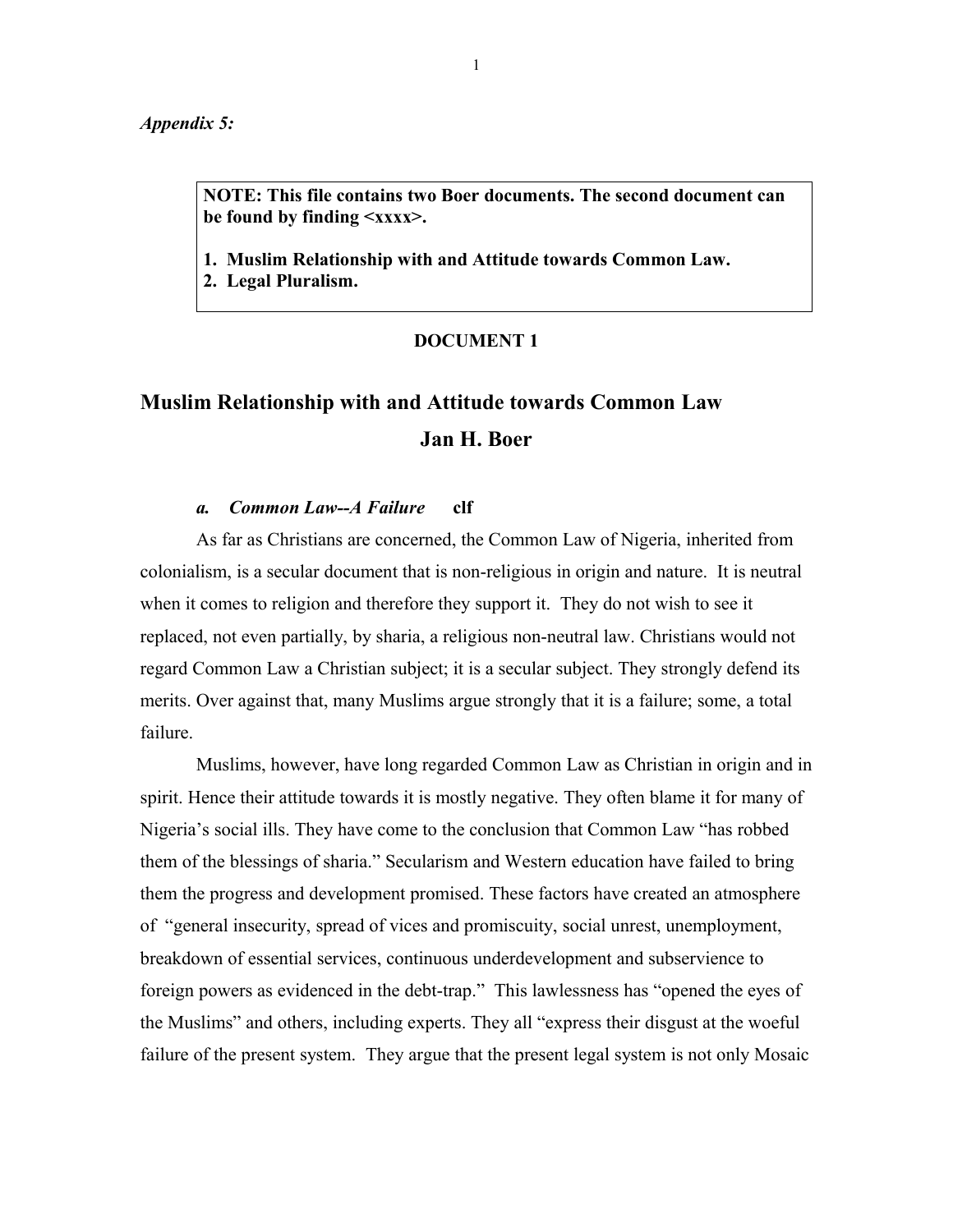*Appendix 5:*

> **NOTE: This file contains two Boer documents. The second document can be found by finding <xxxx>.**
>
> **1. Muslim Relationship with and Attitude towards Common Law.**
> **2. Legal Pluralism.**

**DOCUMENT 1**

# Muslim Relationship with and Attitude towards Common Law

## Jan H. Boer

### *a. Common Law--A Failure* **clf**

As far as Christians are concerned, the Common Law of Nigeria, inherited from colonialism, is a secular document that is non-religious in origin and nature. It is neutral when it comes to religion and therefore they support it. They do not wish to see it replaced, not even partially, by sharia, a religious non-neutral law. Christians would not regard Common Law a Christian subject; it is a secular subject. They strongly defend its merits. Over against that, many Muslims argue strongly that it is a failure; some, a total failure.

Muslims, however, have long regarded Common Law as Christian in origin and in spirit. Hence their attitude towards it is mostly negative. They often blame it for many of Nigeria's social ills. They have come to the conclusion that Common Law "has robbed them of the blessings of sharia." Secularism and Western education have failed to bring them the progress and development promised. These factors have created an atmosphere of "general insecurity, spread of vices and promiscuity, social unrest, unemployment, breakdown of essential services, continuous underdevelopment and subservience to foreign powers as evidenced in the debt-trap." This lawlessness has "opened the eyes of the Muslims" and others, including experts. They all "express their disgust at the woeful failure of the present system. They argue that the present legal system is not only Mosaic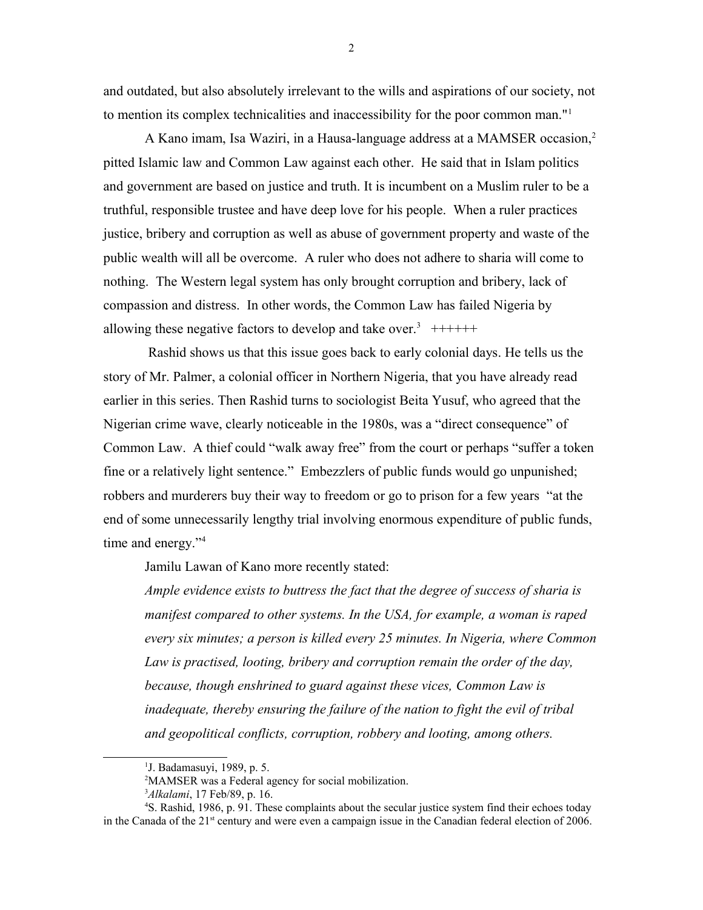and outdated, but also absolutely irrelevant to the wills and aspirations of our society, not to mention its complex technicalities and inaccessibility for the poor common man."[1]

A Kano imam, Isa Waziri, in a Hausa-language address at a MAMSER occasion,[2] pitted Islamic law and Common Law against each other. He said that in Islam politics and government are based on justice and truth. It is incumbent on a Muslim ruler to be a truthful, responsible trustee and have deep love for his people. When a ruler practices justice, bribery and corruption as well as abuse of government property and waste of the public wealth will all be overcome. A ruler who does not adhere to sharia will come to nothing. The Western legal system has only brought corruption and bribery, lack of compassion and distress. In other words, the Common Law has failed Nigeria by allowing these negative factors to develop and take over.[3] ++++++

Rashid shows us that this issue goes back to early colonial days. He tells us the story of Mr. Palmer, a colonial officer in Northern Nigeria, that you have already read earlier in this series. Then Rashid turns to sociologist Beita Yusuf, who agreed that the Nigerian crime wave, clearly noticeable in the 1980s, was a "direct consequence" of Common Law. A thief could "walk away free" from the court or perhaps "suffer a token fine or a relatively light sentence." Embezzlers of public funds would go unpunished; robbers and murderers buy their way to freedom or go to prison for a few years "at the end of some unnecessarily lengthy trial involving enormous expenditure of public funds, time and energy."[4]

Jamilu Lawan of Kano more recently stated:

> *Ample evidence exists to buttress the fact that the degree of success of sharia is manifest compared to other systems. In the USA, for example, a woman is raped every six minutes; a person is killed every 25 minutes. In Nigeria, where Common Law is practised, looting, bribery and corruption remain the order of the day, because, though enshrined to guard against these vices, Common Law is inadequate, thereby ensuring the failure of the nation to fight the evil of tribal and geopolitical conflicts, corruption, robbery and looting, among others.*

---

[1] J. Badamasuyi, 1989, p. 5.

[2] MAMSER was a Federal agency for social mobilization.

[3] *Alkalami*, 17 Feb/89, p. 16.

[4] S. Rashid, 1986, p. 91. These complaints about the secular justice system find their echoes today in the Canada of the 21st century and were even a campaign issue in the Canadian federal election of 2006.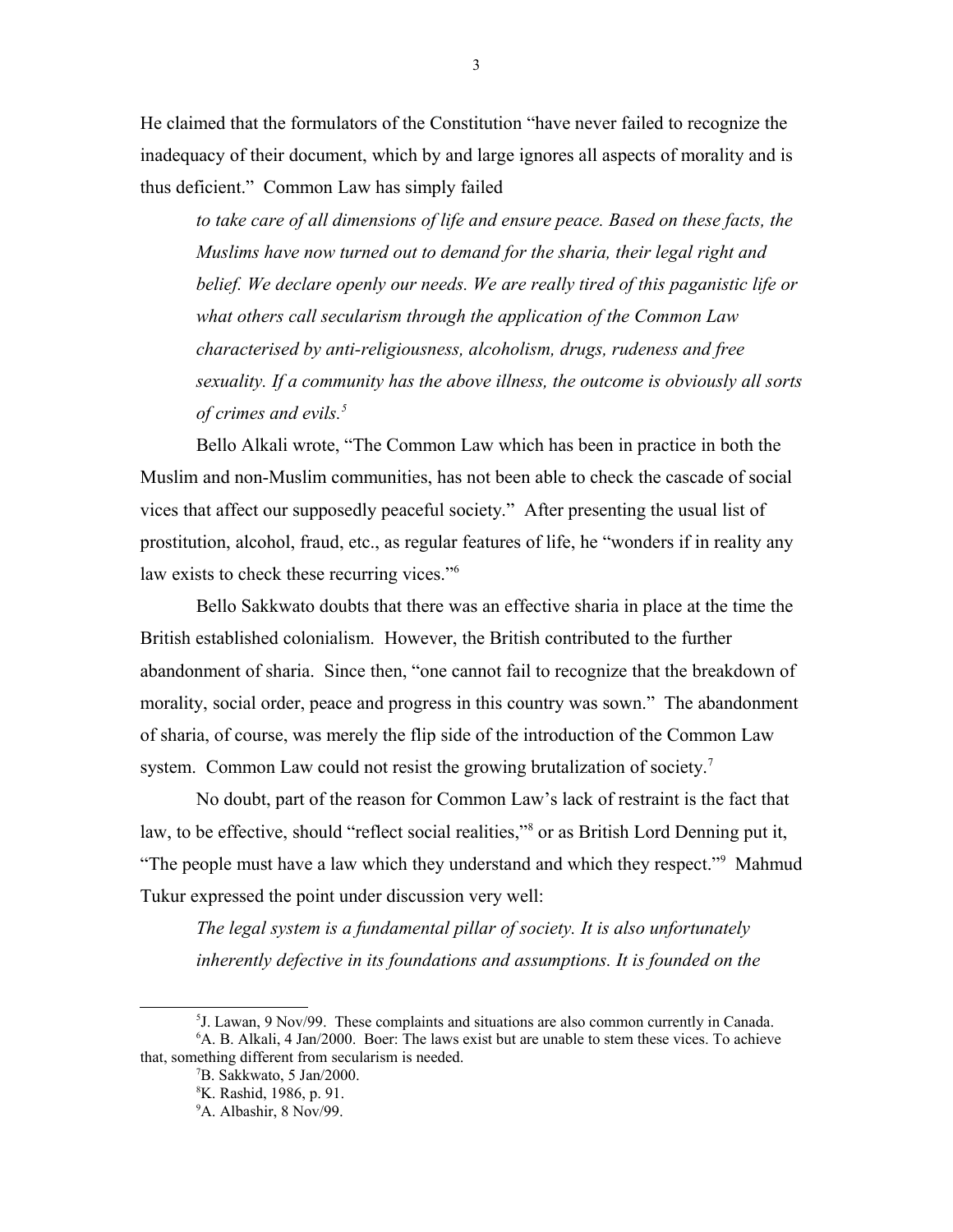He claimed that the formulators of the Constitution "have never failed to recognize the inadequacy of their document, which by and large ignores all aspects of morality and is thus deficient." Common Law has simply failed

> *to take care of all dimensions of life and ensure peace. Based on these facts, the Muslims have now turned out to demand for the sharia, their legal right and belief. We declare openly our needs. We are really tired of this paganistic life or what others call secularism through the application of the Common Law characterised by anti-religiousness, alcoholism, drugs, rudeness and free sexuality. If a community has the above illness, the outcome is obviously all sorts of crimes and evils.*[5]

Bello Alkali wrote, "The Common Law which has been in practice in both the Muslim and non-Muslim communities, has not been able to check the cascade of social vices that affect our supposedly peaceful society." After presenting the usual list of prostitution, alcohol, fraud, etc., as regular features of life, he "wonders if in reality any law exists to check these recurring vices."[6]

Bello Sakkwato doubts that there was an effective sharia in place at the time the British established colonialism. However, the British contributed to the further abandonment of sharia. Since then, "one cannot fail to recognize that the breakdown of morality, social order, peace and progress in this country was sown." The abandonment of sharia, of course, was merely the flip side of the introduction of the Common Law system. Common Law could not resist the growing brutalization of society.[7]

No doubt, part of the reason for Common Law's lack of restraint is the fact that law, to be effective, should "reflect social realities,"[8] or as British Lord Denning put it, "The people must have a law which they understand and which they respect."[9] Mahmud Tukur expressed the point under discussion very well:

> *The legal system is a fundamental pillar of society. It is also unfortunately inherently defective in its foundations and assumptions. It is founded on the*

---

[5] J. Lawan, 9 Nov/99. These complaints and situations are also common currently in Canada.

[6] A. B. Alkali, 4 Jan/2000. Boer: The laws exist but are unable to stem these vices. To achieve that, something different from secularism is needed.

[7] B. Sakkwato, 5 Jan/2000.

[8] K. Rashid, 1986, p. 91.

[9] A. Albashir, 8 Nov/99.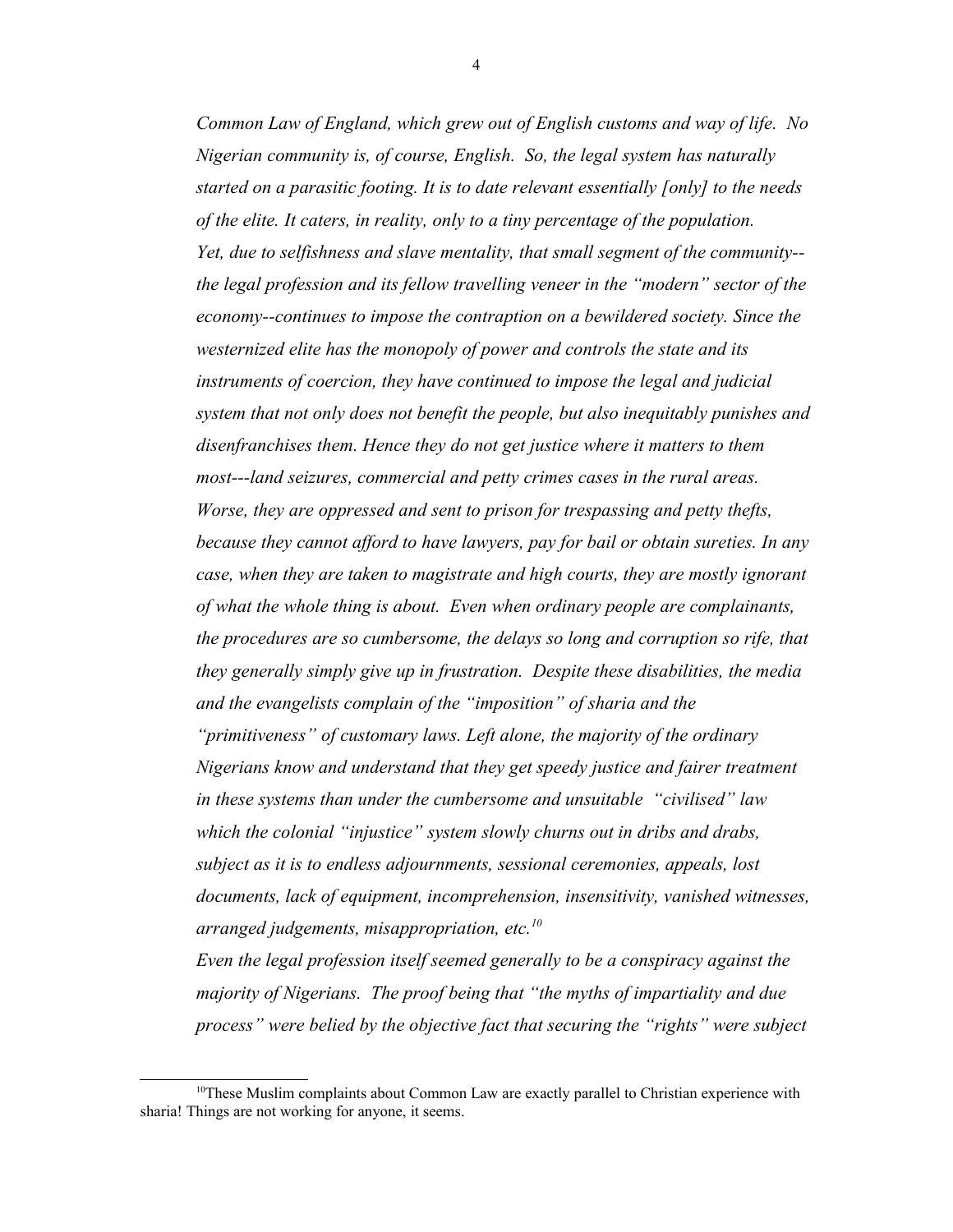*Common Law of England, which grew out of English customs and way of life. No Nigerian community is, of course, English. So, the legal system has naturally started on a parasitic footing. It is to date relevant essentially [only] to the needs of the elite. It caters, in reality, only to a tiny percentage of the population. Yet, due to selfishness and slave mentality, that small segment of the community--the legal profession and its fellow travelling veneer in the "modern" sector of the economy--continues to impose the contraption on a bewildered society. Since the westernized elite has the monopoly of power and controls the state and its instruments of coercion, they have continued to impose the legal and judicial system that not only does not benefit the people, but also inequitably punishes and disenfranchises them. Hence they do not get justice where it matters to them most---land seizures, commercial and petty crimes cases in the rural areas. Worse, they are oppressed and sent to prison for trespassing and petty thefts, because they cannot afford to have lawyers, pay for bail or obtain sureties. In any case, when they are taken to magistrate and high courts, they are mostly ignorant of what the whole thing is about. Even when ordinary people are complainants, the procedures are so cumbersome, the delays so long and corruption so rife, that they generally simply give up in frustration. Despite these disabilities, the media and the evangelists complain of the "imposition" of sharia and the "primitiveness" of customary laws. Left alone, the majority of the ordinary Nigerians know and understand that they get speedy justice and fairer treatment in these systems than under the cumbersome and unsuitable "civilised" law which the colonial "injustice" system slowly churns out in dribs and drabs, subject as it is to endless adjournments, sessional ceremonies, appeals, lost documents, lack of equipment, incomprehension, insensitivity, vanished witnesses, arranged judgements, misappropriation, etc.*[10]

*Even the legal profession itself seemed generally to be a conspiracy against the majority of Nigerians. The proof being that "the myths of impartiality and due process" were belied by the objective fact that securing the "rights" were subject*

---

[10] These Muslim complaints about Common Law are exactly parallel to Christian experience with sharia! Things are not working for anyone, it seems.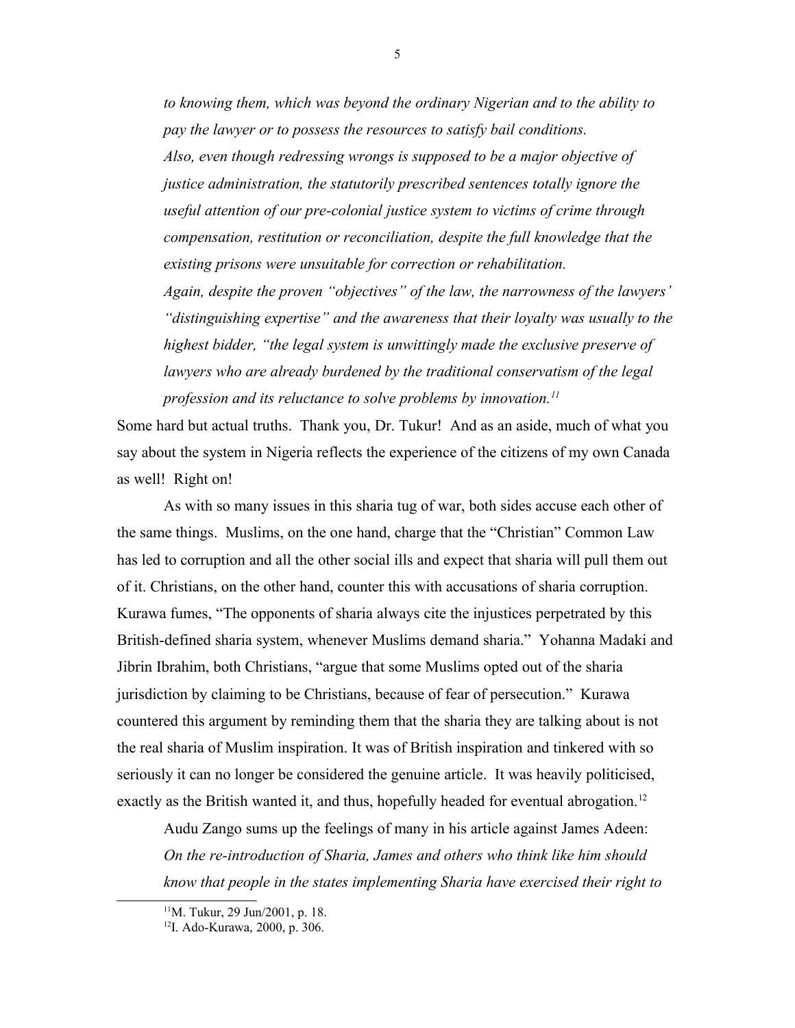*to knowing them, which was beyond the ordinary Nigerian and to the ability to pay the lawyer or to possess the resources to satisfy bail conditions.*

*Also, even though redressing wrongs is supposed to be a major objective of justice administration, the statutorily prescribed sentences totally ignore the useful attention of our pre-colonial justice system to victims of crime through compensation, restitution or reconciliation, despite the full knowledge that the existing prisons were unsuitable for correction or rehabilitation.*

*Again, despite the proven "objectives" of the law, the narrowness of the lawyers' "distinguishing expertise" and the awareness that their loyalty was usually to the highest bidder, "the legal system is unwittingly made the exclusive preserve of lawyers who are already burdened by the traditional conservatism of the legal profession and its reluctance to solve problems by innovation.*[11]

Some hard but actual truths. Thank you, Dr. Tukur! And as an aside, much of what you say about the system in Nigeria reflects the experience of the citizens of my own Canada as well! Right on!

As with so many issues in this sharia tug of war, both sides accuse each other of the same things. Muslims, on the one hand, charge that the "Christian" Common Law has led to corruption and all the other social ills and expect that sharia will pull them out of it. Christians, on the other hand, counter this with accusations of sharia corruption. Kurawa fumes, "The opponents of sharia always cite the injustices perpetrated by this British-defined sharia system, whenever Muslims demand sharia." Yohanna Madaki and Jibrin Ibrahim, both Christians, "argue that some Muslims opted out of the sharia jurisdiction by claiming to be Christians, because of fear of persecution." Kurawa countered this argument by reminding them that the sharia they are talking about is not the real sharia of Muslim inspiration. It was of British inspiration and tinkered with so seriously it can no longer be considered the genuine article. It was heavily politicised, exactly as the British wanted it, and thus, hopefully headed for eventual abrogation.[12]

Audu Zango sums up the feelings of many in his article against James Adeen:

*On the re-introduction of Sharia, James and others who think like him should know that people in the states implementing Sharia have exercised their right to*

[11]M. Tukur, 29 Jun/2001, p. 18.

[12]I. Ado-Kurawa, 2000, p. 306.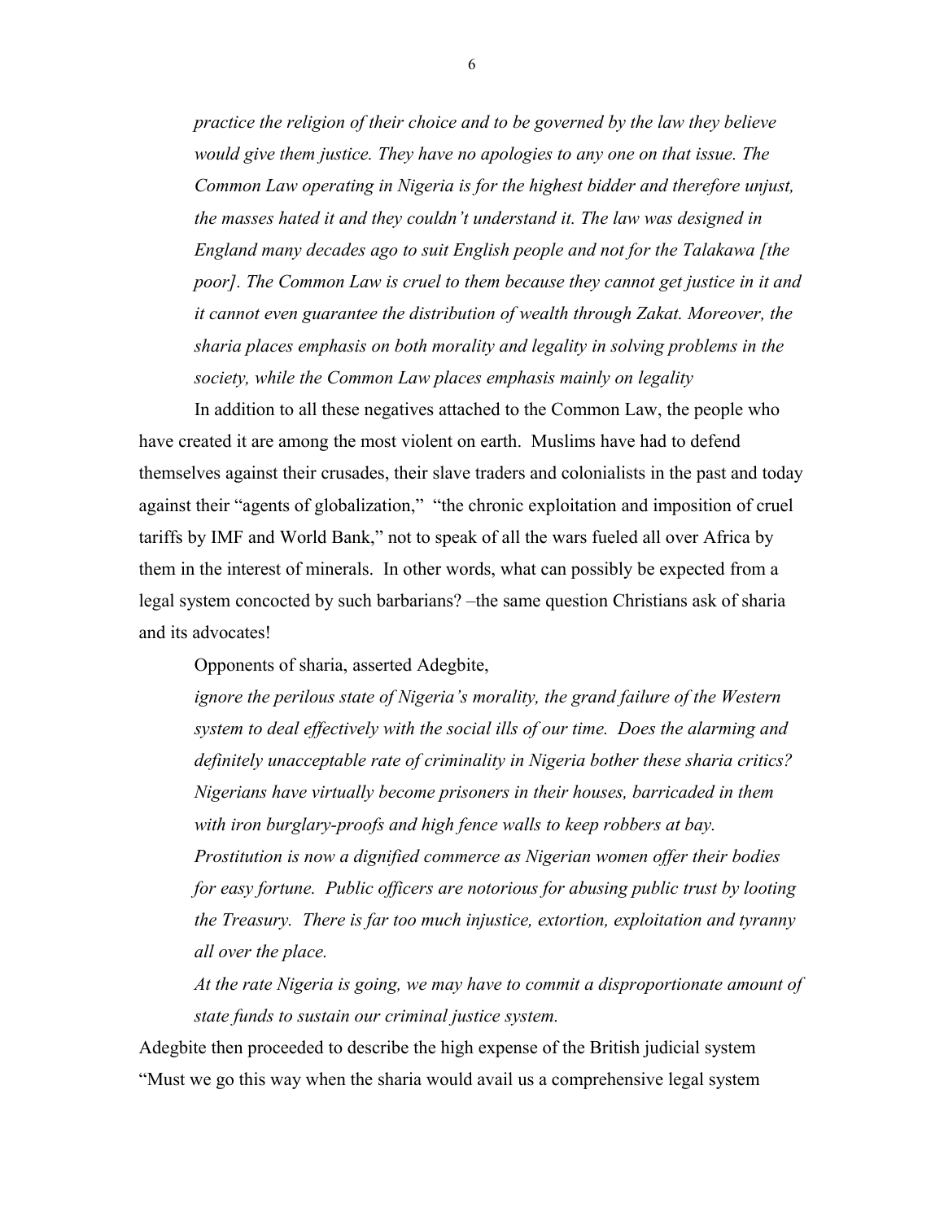*practice the religion of their choice and to be governed by the law they believe would give them justice. They have no apologies to any one on that issue. The Common Law operating in Nigeria is for the highest bidder and therefore unjust, the masses hated it and they couldn't understand it. The law was designed in England many decades ago to suit English people and not for the Talakawa [the poor]. The Common Law is cruel to them because they cannot get justice in it and it cannot even guarantee the distribution of wealth through Zakat. Moreover, the sharia places emphasis on both morality and legality in solving problems in the society, while the Common Law places emphasis mainly on legality*

In addition to all these negatives attached to the Common Law, the people who have created it are among the most violent on earth. Muslims have had to defend themselves against their crusades, their slave traders and colonialists in the past and today against their "agents of globalization," "the chronic exploitation and imposition of cruel tariffs by IMF and World Bank," not to speak of all the wars fueled all over Africa by them in the interest of minerals. In other words, what can possibly be expected from a legal system concocted by such barbarians? –the same question Christians ask of sharia and its advocates!

Opponents of sharia, asserted Adegbite,

*ignore the perilous state of Nigeria's morality, the grand failure of the Western system to deal effectively with the social ills of our time. Does the alarming and definitely unacceptable rate of criminality in Nigeria bother these sharia critics? Nigerians have virtually become prisoners in their houses, barricaded in them with iron burglary-proofs and high fence walls to keep robbers at bay. Prostitution is now a dignified commerce as Nigerian women offer their bodies for easy fortune. Public officers are notorious for abusing public trust by looting the Treasury. There is far too much injustice, extortion, exploitation and tyranny all over the place.*

*At the rate Nigeria is going, we may have to commit a disproportionate amount of state funds to sustain our criminal justice system.*

Adegbite then proceeded to describe the high expense of the British judicial system "Must we go this way when the sharia would avail us a comprehensive legal system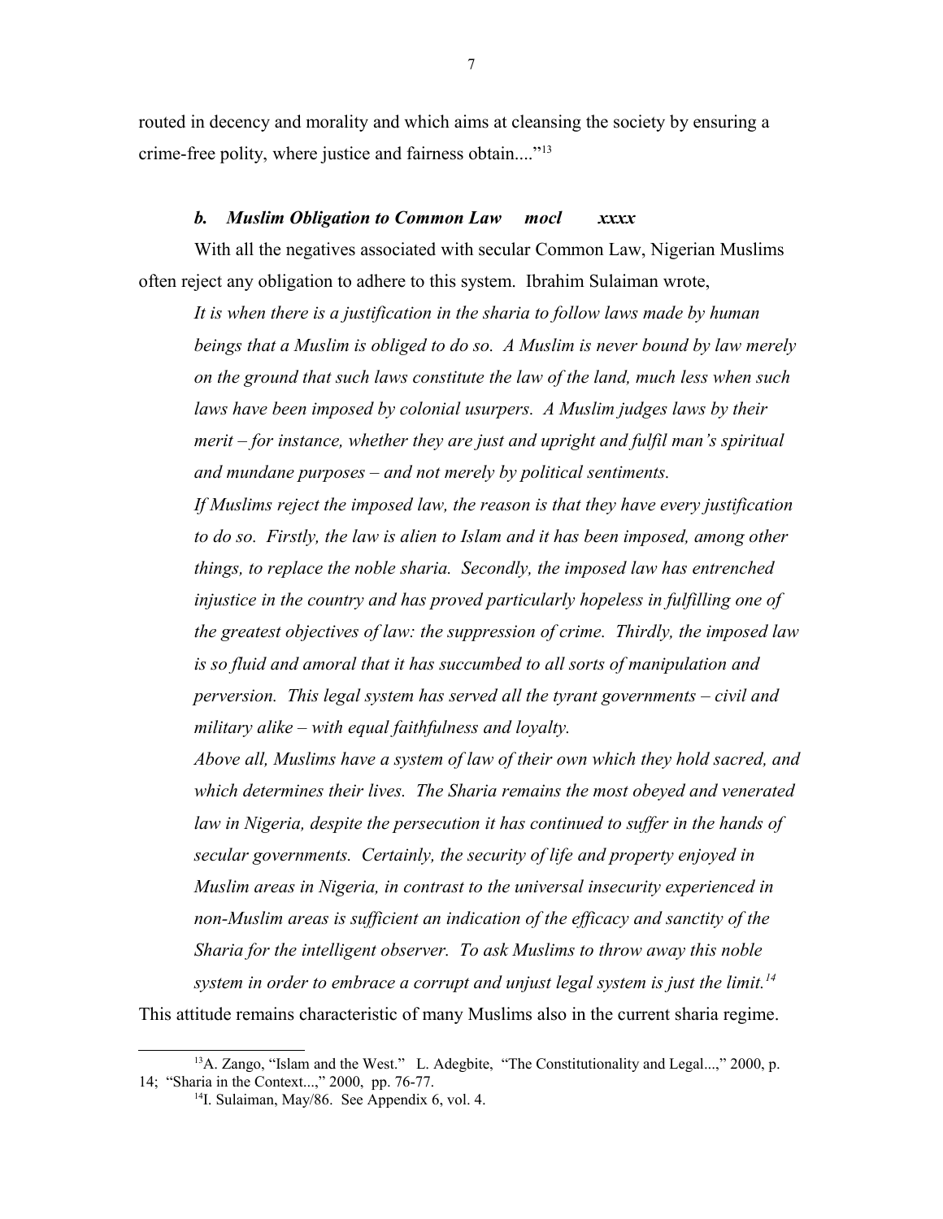routed in decency and morality and which aims at cleansing the society by ensuring a crime-free polity, where justice and fairness obtain...."[13]

### *b. Muslim Obligation to Common Law mocl xxxx*

With all the negatives associated with secular Common Law, Nigerian Muslims often reject any obligation to adhere to this system. Ibrahim Sulaiman wrote,

> *It is when there is a justification in the sharia to follow laws made by human beings that a Muslim is obliged to do so. A Muslim is never bound by law merely on the ground that such laws constitute the law of the land, much less when such laws have been imposed by colonial usurpers. A Muslim judges laws by their merit – for instance, whether they are just and upright and fulfil man's spiritual and mundane purposes – and not merely by political sentiments.*
>
> *If Muslims reject the imposed law, the reason is that they have every justification to do so. Firstly, the law is alien to Islam and it has been imposed, among other things, to replace the noble sharia. Secondly, the imposed law has entrenched injustice in the country and has proved particularly hopeless in fulfilling one of the greatest objectives of law: the suppression of crime. Thirdly, the imposed law is so fluid and amoral that it has succumbed to all sorts of manipulation and perversion. This legal system has served all the tyrant governments – civil and military alike – with equal faithfulness and loyalty.*
>
> *Above all, Muslims have a system of law of their own which they hold sacred, and which determines their lives. The Sharia remains the most obeyed and venerated law in Nigeria, despite the persecution it has continued to suffer in the hands of secular governments. Certainly, the security of life and property enjoyed in Muslim areas in Nigeria, in contrast to the universal insecurity experienced in non-Muslim areas is sufficient an indication of the efficacy and sanctity of the Sharia for the intelligent observer. To ask Muslims to throw away this noble system in order to embrace a corrupt and unjust legal system is just the limit.*[14]

This attitude remains characteristic of many Muslims also in the current sharia regime.

---

[13] A. Zango, "Islam and the West." L. Adegbite, "The Constitutionality and Legal...," 2000, p. 14; "Sharia in the Context...," 2000, pp. 76-77.

[14] I. Sulaiman, May/86. See Appendix 6, vol. 4.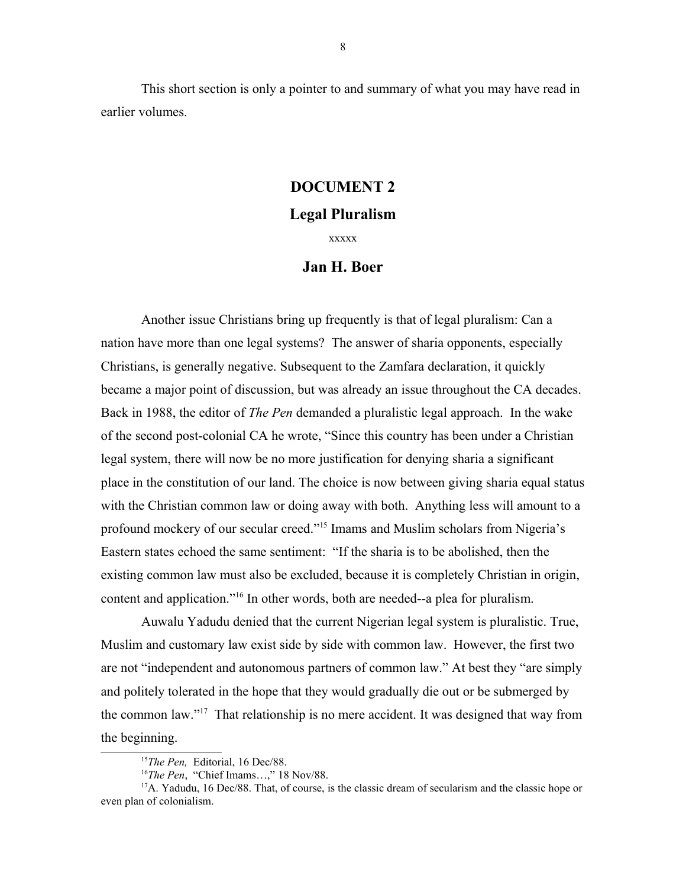This short section is only a pointer to and summary of what you may have read in earlier volumes.

## DOCUMENT 2

## Legal Pluralism

xxxxx

### Jan H. Boer

Another issue Christians bring up frequently is that of legal pluralism: Can a nation have more than one legal systems? The answer of sharia opponents, especially Christians, is generally negative. Subsequent to the Zamfara declaration, it quickly became a major point of discussion, but was already an issue throughout the CA decades. Back in 1988, the editor of *The Pen* demanded a pluralistic legal approach. In the wake of the second post-colonial CA he wrote, "Since this country has been under a Christian legal system, there will now be no more justification for denying sharia a significant place in the constitution of our land. The choice is now between giving sharia equal status with the Christian common law or doing away with both. Anything less will amount to a profound mockery of our secular creed."[15] Imams and Muslim scholars from Nigeria's Eastern states echoed the same sentiment: "If the sharia is to be abolished, then the existing common law must also be excluded, because it is completely Christian in origin, content and application."[16] In other words, both are needed--a plea for pluralism.

Auwalu Yadudu denied that the current Nigerian legal system is pluralistic. True, Muslim and customary law exist side by side with common law. However, the first two are not "independent and autonomous partners of common law." At best they "are simply and politely tolerated in the hope that they would gradually die out or be submerged by the common law."[17] That relationship is no mere accident. It was designed that way from the beginning.

---

[15] *The Pen,* Editorial, 16 Dec/88.

[16] *The Pen*, "Chief Imams…," 18 Nov/88.

[17] A. Yadudu, 16 Dec/88. That, of course, is the classic dream of secularism and the classic hope or even plan of colonialism.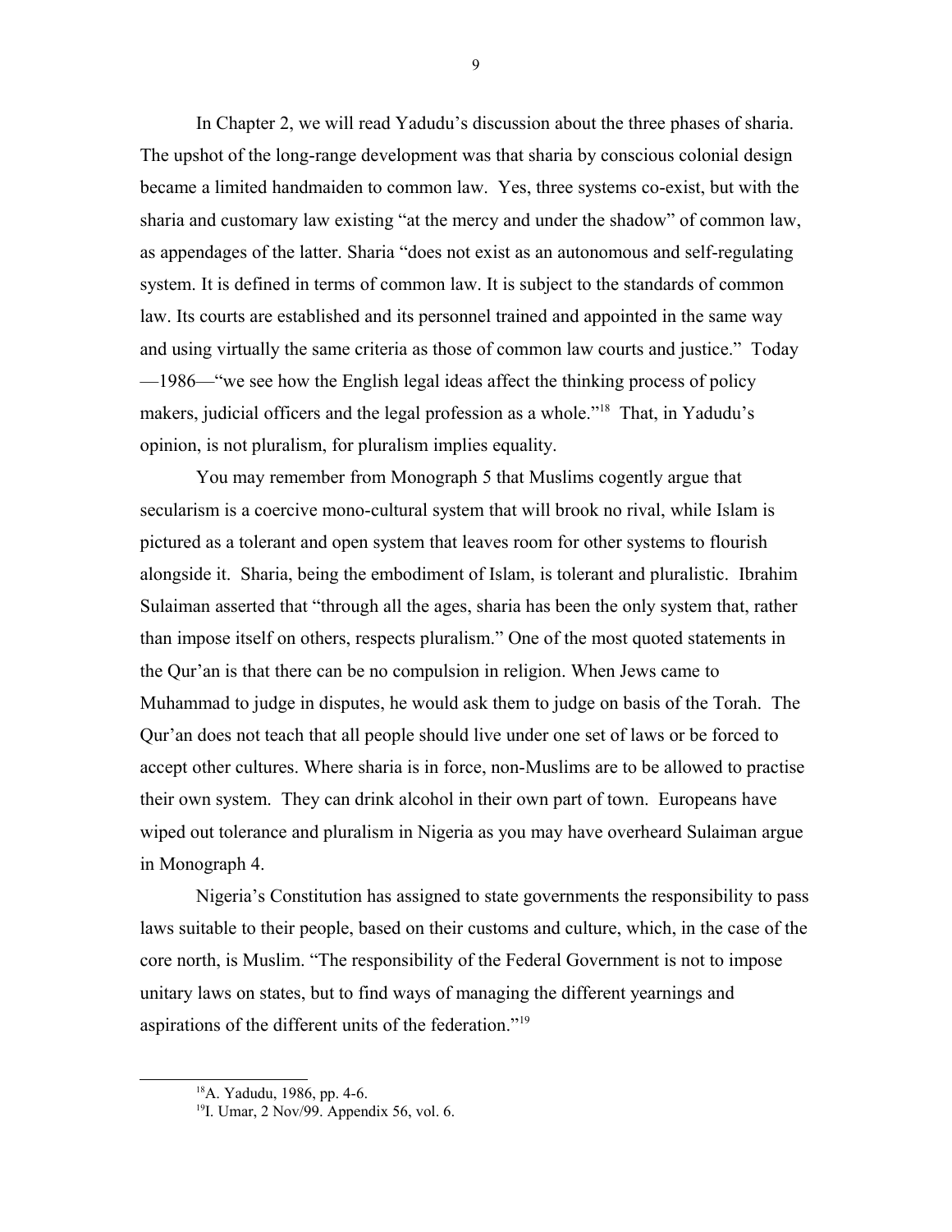In Chapter 2, we will read Yadudu's discussion about the three phases of sharia. The upshot of the long-range development was that sharia by conscious colonial design became a limited handmaiden to common law. Yes, three systems co-exist, but with the sharia and customary law existing "at the mercy and under the shadow" of common law, as appendages of the latter. Sharia "does not exist as an autonomous and self-regulating system. It is defined in terms of common law. It is subject to the standards of common law. Its courts are established and its personnel trained and appointed in the same way and using virtually the same criteria as those of common law courts and justice." Today —1986—"we see how the English legal ideas affect the thinking process of policy makers, judicial officers and the legal profession as a whole."[18] That, in Yadudu's opinion, is not pluralism, for pluralism implies equality.

You may remember from Monograph 5 that Muslims cogently argue that secularism is a coercive mono-cultural system that will brook no rival, while Islam is pictured as a tolerant and open system that leaves room for other systems to flourish alongside it. Sharia, being the embodiment of Islam, is tolerant and pluralistic. Ibrahim Sulaiman asserted that "through all the ages, sharia has been the only system that, rather than impose itself on others, respects pluralism." One of the most quoted statements in the Qur'an is that there can be no compulsion in religion. When Jews came to Muhammad to judge in disputes, he would ask them to judge on basis of the Torah. The Qur'an does not teach that all people should live under one set of laws or be forced to accept other cultures. Where sharia is in force, non-Muslims are to be allowed to practise their own system. They can drink alcohol in their own part of town. Europeans have wiped out tolerance and pluralism in Nigeria as you may have overheard Sulaiman argue in Monograph 4.

Nigeria's Constitution has assigned to state governments the responsibility to pass laws suitable to their people, based on their customs and culture, which, in the case of the core north, is Muslim. "The responsibility of the Federal Government is not to impose unitary laws on states, but to find ways of managing the different yearnings and aspirations of the different units of the federation."[19]

---

[18]A. Yadudu, 1986, pp. 4-6.

[19]I. Umar, 2 Nov/99. Appendix 56, vol. 6.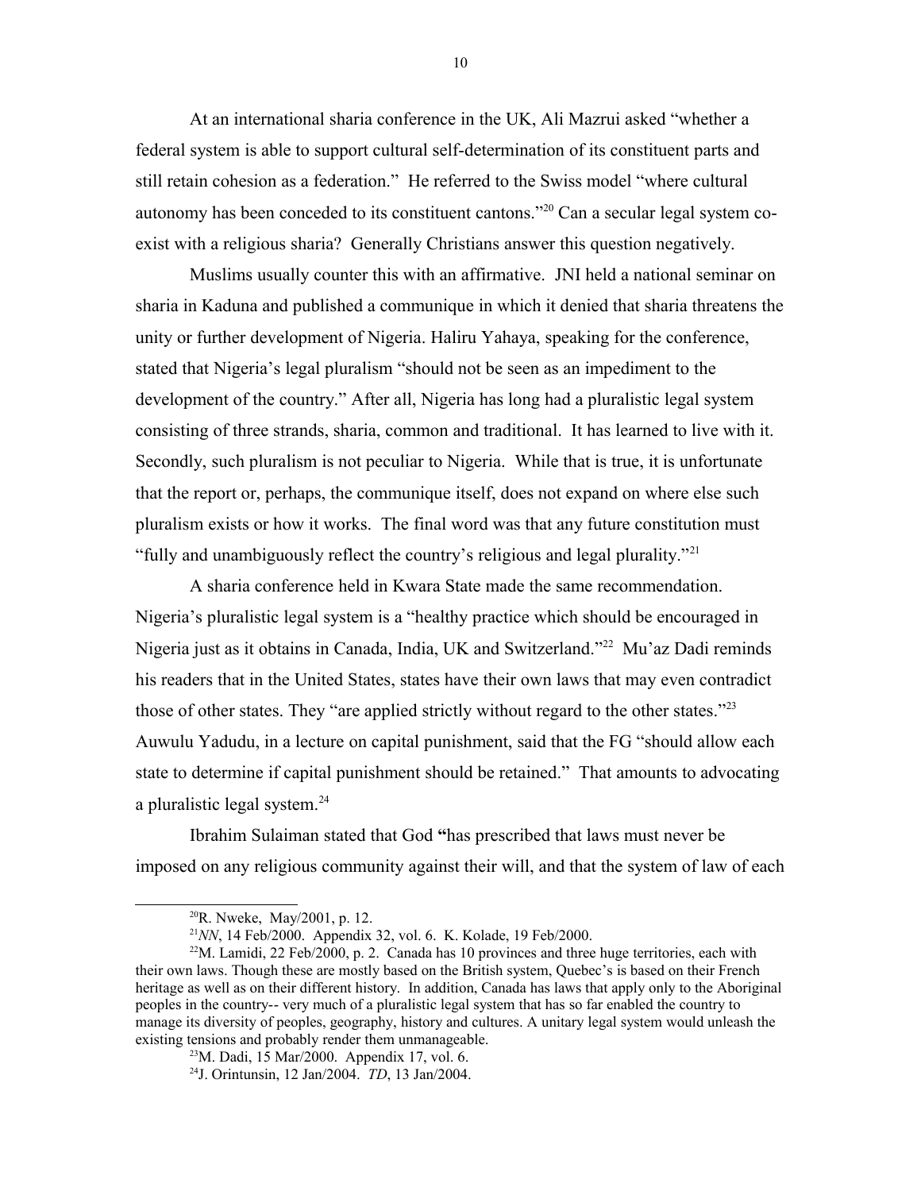At an international sharia conference in the UK, Ali Mazrui asked "whether a federal system is able to support cultural self-determination of its constituent parts and still retain cohesion as a federation." He referred to the Swiss model "where cultural autonomy has been conceded to its constituent cantons."[20] Can a secular legal system co-exist with a religious sharia? Generally Christians answer this question negatively.

Muslims usually counter this with an affirmative. JNI held a national seminar on sharia in Kaduna and published a communique in which it denied that sharia threatens the unity or further development of Nigeria. Haliru Yahaya, speaking for the conference, stated that Nigeria's legal pluralism "should not be seen as an impediment to the development of the country." After all, Nigeria has long had a pluralistic legal system consisting of three strands, sharia, common and traditional. It has learned to live with it. Secondly, such pluralism is not peculiar to Nigeria. While that is true, it is unfortunate that the report or, perhaps, the communique itself, does not expand on where else such pluralism exists or how it works. The final word was that any future constitution must "fully and unambiguously reflect the country's religious and legal plurality."[21]

A sharia conference held in Kwara State made the same recommendation. Nigeria's pluralistic legal system is a "healthy practice which should be encouraged in Nigeria just as it obtains in Canada, India, UK and Switzerland."[22] Mu'az Dadi reminds his readers that in the United States, states have their own laws that may even contradict those of other states. They "are applied strictly without regard to the other states."[23] Auwulu Yadudu, in a lecture on capital punishment, said that the FG "should allow each state to determine if capital punishment should be retained." That amounts to advocating a pluralistic legal system.[24]

Ibrahim Sulaiman stated that God **"**has prescribed that laws must never be imposed on any religious community against their will, and that the system of law of each

---

[20] R. Nweke, May/2001, p. 12.

[21] *NN*, 14 Feb/2000. Appendix 32, vol. 6. K. Kolade, 19 Feb/2000.

[22] M. Lamidi, 22 Feb/2000, p. 2. Canada has 10 provinces and three huge territories, each with their own laws. Though these are mostly based on the British system, Quebec's is based on their French heritage as well as on their different history. In addition, Canada has laws that apply only to the Aboriginal peoples in the country-- very much of a pluralistic legal system that has so far enabled the country to manage its diversity of peoples, geography, history and cultures. A unitary legal system would unleash the existing tensions and probably render them unmanageable.

[23] M. Dadi, 15 Mar/2000. Appendix 17, vol. 6.

[24] J. Orintunsin, 12 Jan/2004. *TD*, 13 Jan/2004.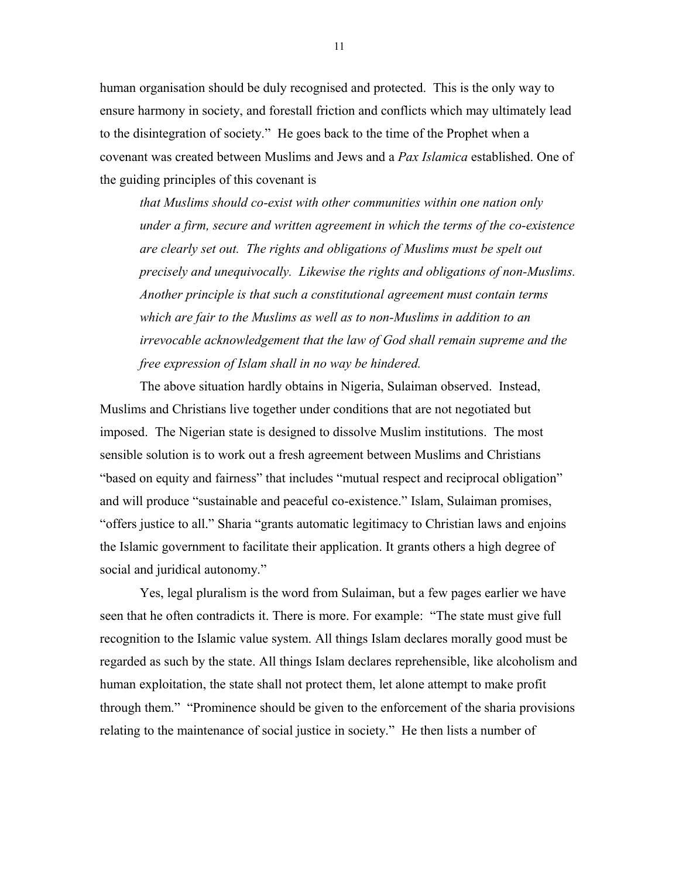human organisation should be duly recognised and protected. This is the only way to ensure harmony in society, and forestall friction and conflicts which may ultimately lead to the disintegration of society." He goes back to the time of the Prophet when a covenant was created between Muslims and Jews and a *Pax Islamica* established. One of the guiding principles of this covenant is

> *that Muslims should co-exist with other communities within one nation only under a firm, secure and written agreement in which the terms of the co-existence are clearly set out. The rights and obligations of Muslims must be spelt out precisely and unequivocally. Likewise the rights and obligations of non-Muslims. Another principle is that such a constitutional agreement must contain terms which are fair to the Muslims as well as to non-Muslims in addition to an irrevocable acknowledgement that the law of God shall remain supreme and the free expression of Islam shall in no way be hindered.*

The above situation hardly obtains in Nigeria, Sulaiman observed. Instead, Muslims and Christians live together under conditions that are not negotiated but imposed. The Nigerian state is designed to dissolve Muslim institutions. The most sensible solution is to work out a fresh agreement between Muslims and Christians "based on equity and fairness" that includes "mutual respect and reciprocal obligation" and will produce "sustainable and peaceful co-existence." Islam, Sulaiman promises, "offers justice to all." Sharia "grants automatic legitimacy to Christian laws and enjoins the Islamic government to facilitate their application. It grants others a high degree of social and juridical autonomy."

Yes, legal pluralism is the word from Sulaiman, but a few pages earlier we have seen that he often contradicts it. There is more. For example: "The state must give full recognition to the Islamic value system. All things Islam declares morally good must be regarded as such by the state. All things Islam declares reprehensible, like alcoholism and human exploitation, the state shall not protect them, let alone attempt to make profit through them." "Prominence should be given to the enforcement of the sharia provisions relating to the maintenance of social justice in society." He then lists a number of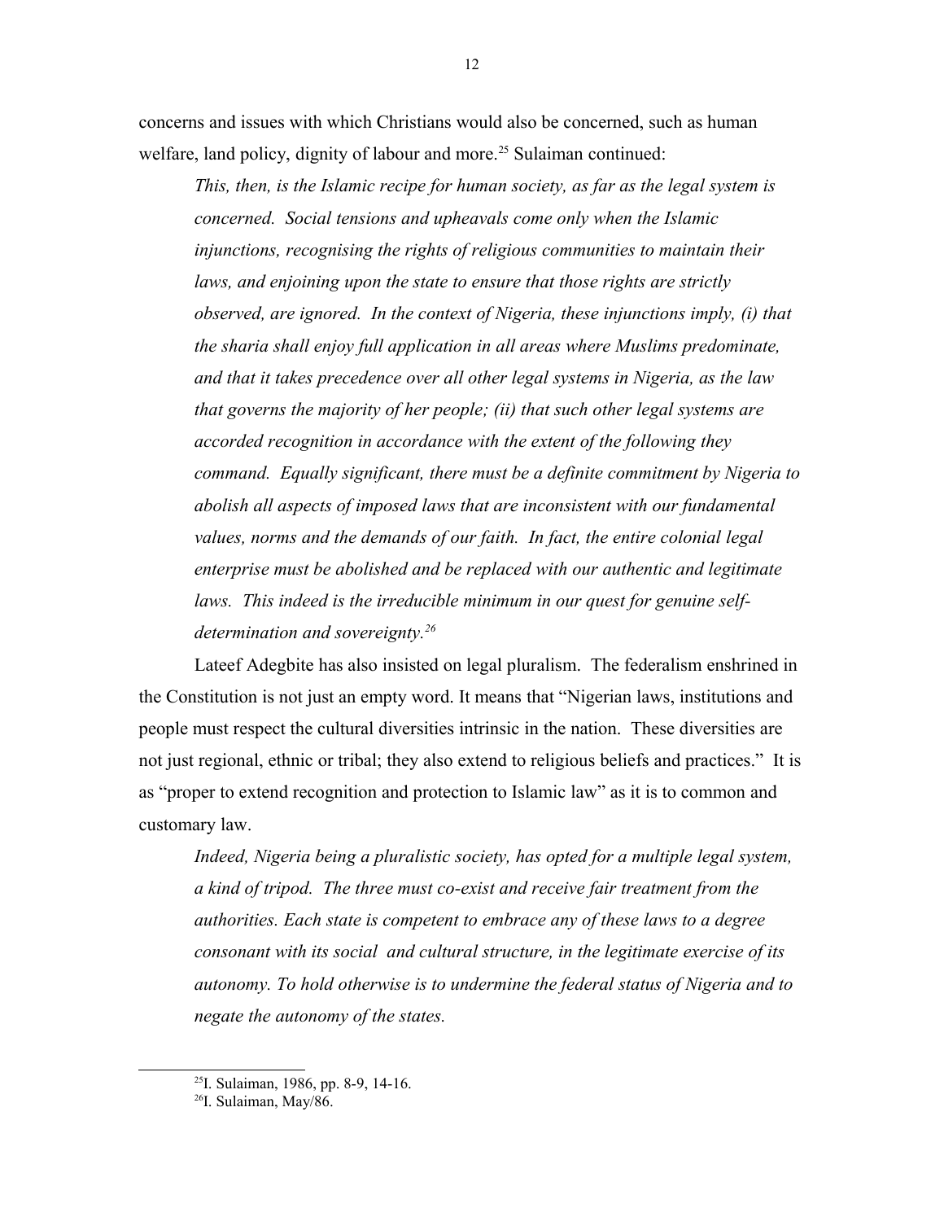concerns and issues with which Christians would also be concerned, such as human welfare, land policy, dignity of labour and more.[25] Sulaiman continued:

> *This, then, is the Islamic recipe for human society, as far as the legal system is concerned. Social tensions and upheavals come only when the Islamic injunctions, recognising the rights of religious communities to maintain their laws, and enjoining upon the state to ensure that those rights are strictly observed, are ignored. In the context of Nigeria, these injunctions imply, (i) that the sharia shall enjoy full application in all areas where Muslims predominate, and that it takes precedence over all other legal systems in Nigeria, as the law that governs the majority of her people; (ii) that such other legal systems are accorded recognition in accordance with the extent of the following they command. Equally significant, there must be a definite commitment by Nigeria to abolish all aspects of imposed laws that are inconsistent with our fundamental values, norms and the demands of our faith. In fact, the entire colonial legal enterprise must be abolished and be replaced with our authentic and legitimate laws. This indeed is the irreducible minimum in our quest for genuine self-determination and sovereignty.*[26]

Lateef Adegbite has also insisted on legal pluralism. The federalism enshrined in the Constitution is not just an empty word. It means that "Nigerian laws, institutions and people must respect the cultural diversities intrinsic in the nation. These diversities are not just regional, ethnic or tribal; they also extend to religious beliefs and practices." It is as "proper to extend recognition and protection to Islamic law" as it is to common and customary law.

> *Indeed, Nigeria being a pluralistic society, has opted for a multiple legal system, a kind of tripod. The three must co-exist and receive fair treatment from the authorities. Each state is competent to embrace any of these laws to a degree consonant with its social and cultural structure, in the legitimate exercise of its autonomy. To hold otherwise is to undermine the federal status of Nigeria and to negate the autonomy of the states.*

---

[25] I. Sulaiman, 1986, pp. 8-9, 14-16.

[26] I. Sulaiman, May/86.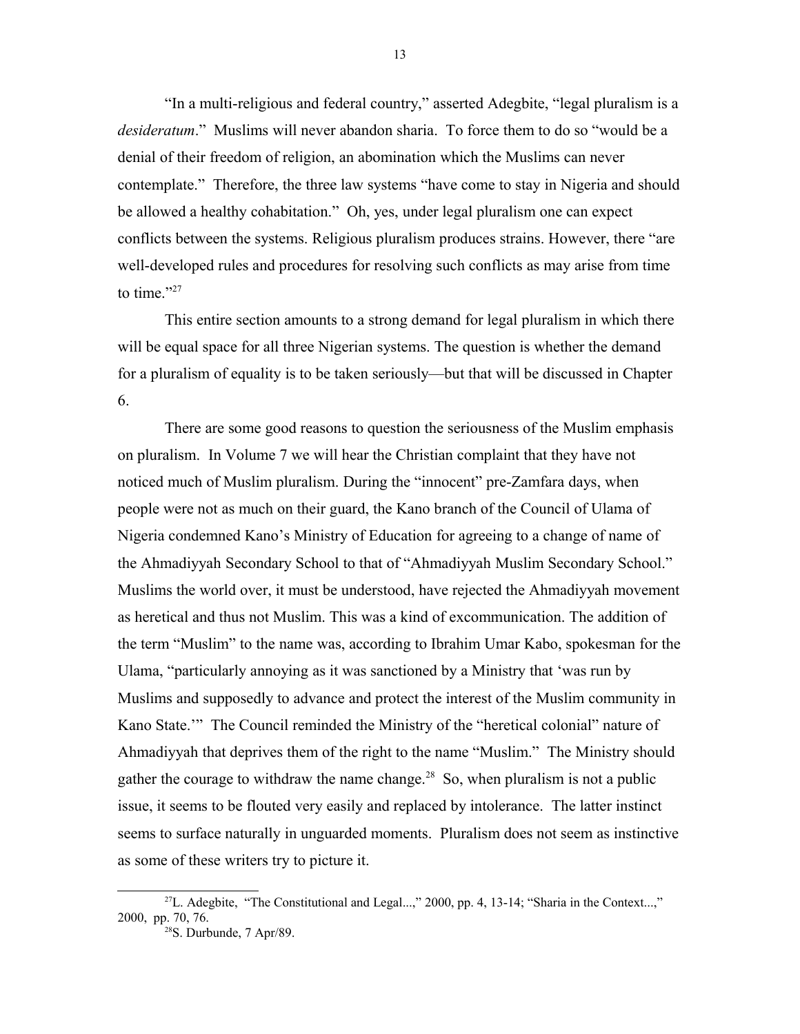"In a multi-religious and federal country," asserted Adegbite, "legal pluralism is a *desideratum*." Muslims will never abandon sharia. To force them to do so "would be a denial of their freedom of religion, an abomination which the Muslims can never contemplate." Therefore, the three law systems "have come to stay in Nigeria and should be allowed a healthy cohabitation." Oh, yes, under legal pluralism one can expect conflicts between the systems. Religious pluralism produces strains. However, there "are well-developed rules and procedures for resolving such conflicts as may arise from time to time."[27]

This entire section amounts to a strong demand for legal pluralism in which there will be equal space for all three Nigerian systems. The question is whether the demand for a pluralism of equality is to be taken seriously—but that will be discussed in Chapter 6.

There are some good reasons to question the seriousness of the Muslim emphasis on pluralism. In Volume 7 we will hear the Christian complaint that they have not noticed much of Muslim pluralism. During the "innocent" pre-Zamfara days, when people were not as much on their guard, the Kano branch of the Council of Ulama of Nigeria condemned Kano's Ministry of Education for agreeing to a change of name of the Ahmadiyyah Secondary School to that of "Ahmadiyyah Muslim Secondary School." Muslims the world over, it must be understood, have rejected the Ahmadiyyah movement as heretical and thus not Muslim. This was a kind of excommunication. The addition of the term "Muslim" to the name was, according to Ibrahim Umar Kabo, spokesman for the Ulama, "particularly annoying as it was sanctioned by a Ministry that 'was run by Muslims and supposedly to advance and protect the interest of the Muslim community in Kano State.'" The Council reminded the Ministry of the "heretical colonial" nature of Ahmadiyyah that deprives them of the right to the name "Muslim." The Ministry should gather the courage to withdraw the name change.[28] So, when pluralism is not a public issue, it seems to be flouted very easily and replaced by intolerance. The latter instinct seems to surface naturally in unguarded moments. Pluralism does not seem as instinctive as some of these writers try to picture it.

---

[27] L. Adegbite, "The Constitutional and Legal...," 2000, pp. 4, 13-14; "Sharia in the Context...," 2000, pp. 70, 76.

[28] S. Durbunde, 7 Apr/89.